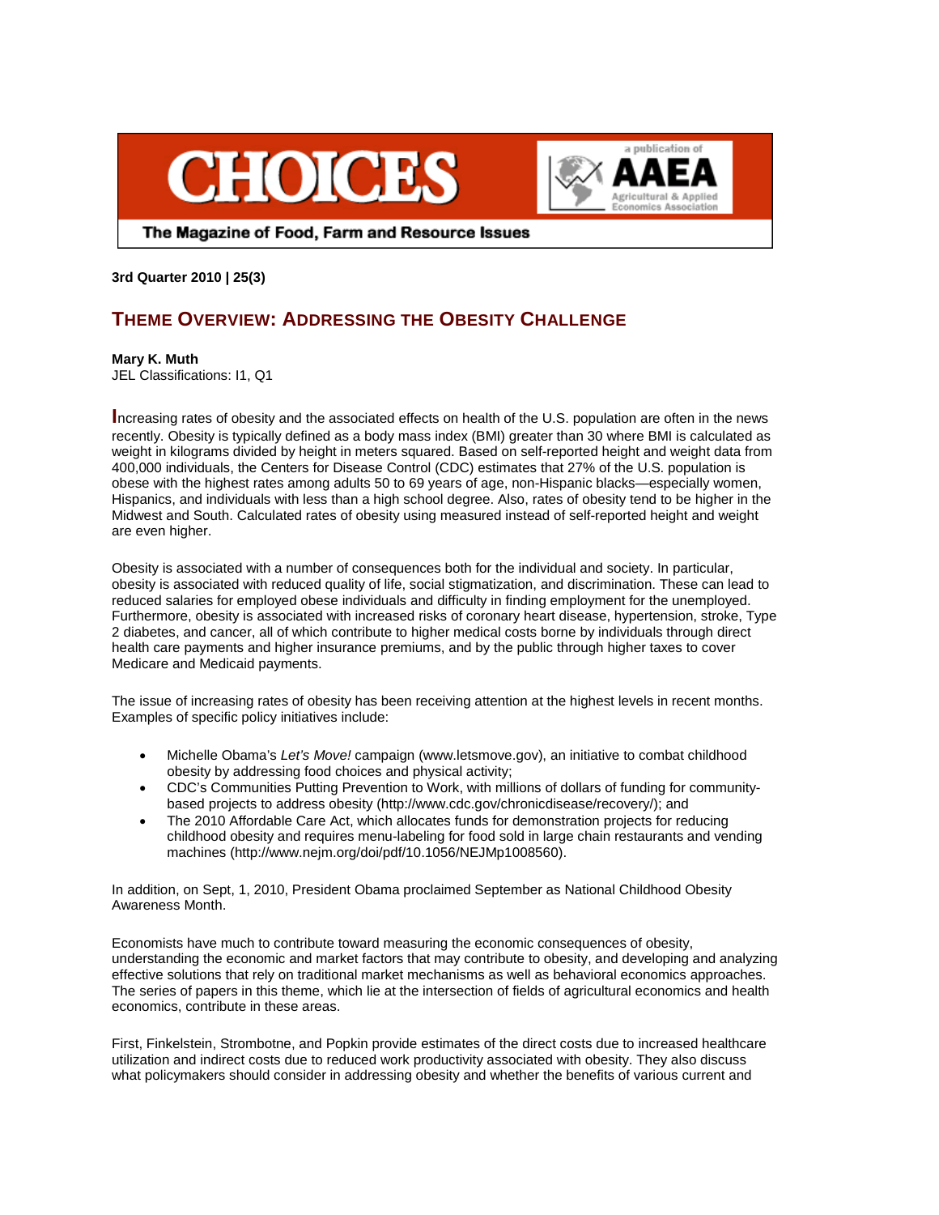# CHOICES

a publication of AAEA Agricultural & Applied Economics Association

The Magazine of Food, Farm and Resource Issues

**3rd Quarter 2010 | 25(3)**

## THEME OVERVIEW: ADDRESSING THE OBESITY CHALLENGE

**Mary K. Muth**
JEL Classifications: I1, Q1

Increasing rates of obesity and the associated effects on health of the U.S. population are often in the news recently. Obesity is typically defined as a body mass index (BMI) greater than 30 where BMI is calculated as weight in kilograms divided by height in meters squared. Based on self-reported height and weight data from 400,000 individuals, the Centers for Disease Control (CDC) estimates that 27% of the U.S. population is obese with the highest rates among adults 50 to 69 years of age, non-Hispanic blacks—especially women, Hispanics, and individuals with less than a high school degree. Also, rates of obesity tend to be higher in the Midwest and South. Calculated rates of obesity using measured instead of self-reported height and weight are even higher.

Obesity is associated with a number of consequences both for the individual and society. In particular, obesity is associated with reduced quality of life, social stigmatization, and discrimination. These can lead to reduced salaries for employed obese individuals and difficulty in finding employment for the unemployed. Furthermore, obesity is associated with increased risks of coronary heart disease, hypertension, stroke, Type 2 diabetes, and cancer, all of which contribute to higher medical costs borne by individuals through direct health care payments and higher insurance premiums, and by the public through higher taxes to cover Medicare and Medicaid payments.

The issue of increasing rates of obesity has been receiving attention at the highest levels in recent months. Examples of specific policy initiatives include:

- Michelle Obama's *Let's Move!* campaign (www.letsmove.gov), an initiative to combat childhood obesity by addressing food choices and physical activity;
- CDC's Communities Putting Prevention to Work, with millions of dollars of funding for community-based projects to address obesity (http://www.cdc.gov/chronicdisease/recovery/); and
- The 2010 Affordable Care Act, which allocates funds for demonstration projects for reducing childhood obesity and requires menu-labeling for food sold in large chain restaurants and vending machines (http://www.nejm.org/doi/pdf/10.1056/NEJMp1008560).

In addition, on Sept, 1, 2010, President Obama proclaimed September as National Childhood Obesity Awareness Month.

Economists have much to contribute toward measuring the economic consequences of obesity, understanding the economic and market factors that may contribute to obesity, and developing and analyzing effective solutions that rely on traditional market mechanisms as well as behavioral economics approaches. The series of papers in this theme, which lie at the intersection of fields of agricultural economics and health economics, contribute in these areas.

First, Finkelstein, Strombotne, and Popkin provide estimates of the direct costs due to increased healthcare utilization and indirect costs due to reduced work productivity associated with obesity. They also discuss what policymakers should consider in addressing obesity and whether the benefits of various current and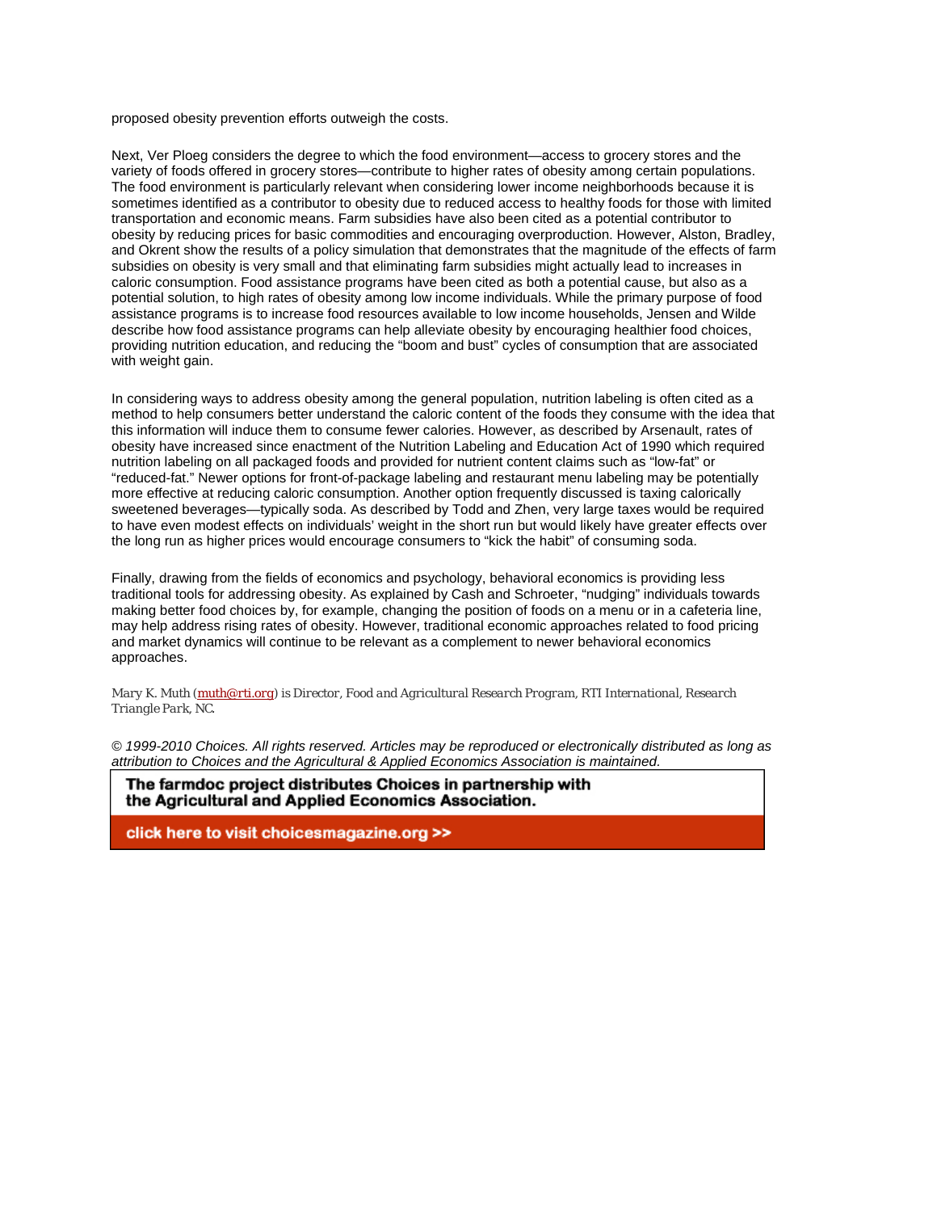proposed obesity prevention efforts outweigh the costs.

Next, Ver Ploeg considers the degree to which the food environment—access to grocery stores and the variety of foods offered in grocery stores—contribute to higher rates of obesity among certain populations. The food environment is particularly relevant when considering lower income neighborhoods because it is sometimes identified as a contributor to obesity due to reduced access to healthy foods for those with limited transportation and economic means. Farm subsidies have also been cited as a potential contributor to obesity by reducing prices for basic commodities and encouraging overproduction. However, Alston, Bradley, and Okrent show the results of a policy simulation that demonstrates that the magnitude of the effects of farm subsidies on obesity is very small and that eliminating farm subsidies might actually lead to increases in caloric consumption. Food assistance programs have been cited as both a potential cause, but also as a potential solution, to high rates of obesity among low income individuals. While the primary purpose of food assistance programs is to increase food resources available to low income households, Jensen and Wilde describe how food assistance programs can help alleviate obesity by encouraging healthier food choices, providing nutrition education, and reducing the "boom and bust" cycles of consumption that are associated with weight gain.

In considering ways to address obesity among the general population, nutrition labeling is often cited as a method to help consumers better understand the caloric content of the foods they consume with the idea that this information will induce them to consume fewer calories. However, as described by Arsenault, rates of obesity have increased since enactment of the Nutrition Labeling and Education Act of 1990 which required nutrition labeling on all packaged foods and provided for nutrient content claims such as "low-fat" or "reduced-fat." Newer options for front-of-package labeling and restaurant menu labeling may be potentially more effective at reducing caloric consumption. Another option frequently discussed is taxing calorically sweetened beverages—typically soda. As described by Todd and Zhen, very large taxes would be required to have even modest effects on individuals' weight in the short run but would likely have greater effects over the long run as higher prices would encourage consumers to "kick the habit" of consuming soda.

Finally, drawing from the fields of economics and psychology, behavioral economics is providing less traditional tools for addressing obesity. As explained by Cash and Schroeter, "nudging" individuals towards making better food choices by, for example, changing the position of foods on a menu or in a cafeteria line, may help address rising rates of obesity. However, traditional economic approaches related to food pricing and market dynamics will continue to be relevant as a complement to newer behavioral economics approaches.

*Mary K. Muth (muth@rti.org) is Director, Food and Agricultural Research Program, RTI International, Research Triangle Park, NC.*

*© 1999-2010 Choices. All rights reserved. Articles may be reproduced or electronically distributed as long as attribution to Choices and the Agricultural & Applied Economics Association is maintained.*

**The farmdoc project distributes Choices in partnership with the Agricultural and Applied Economics Association.**

**click here to visit choicesmagazine.org >>**